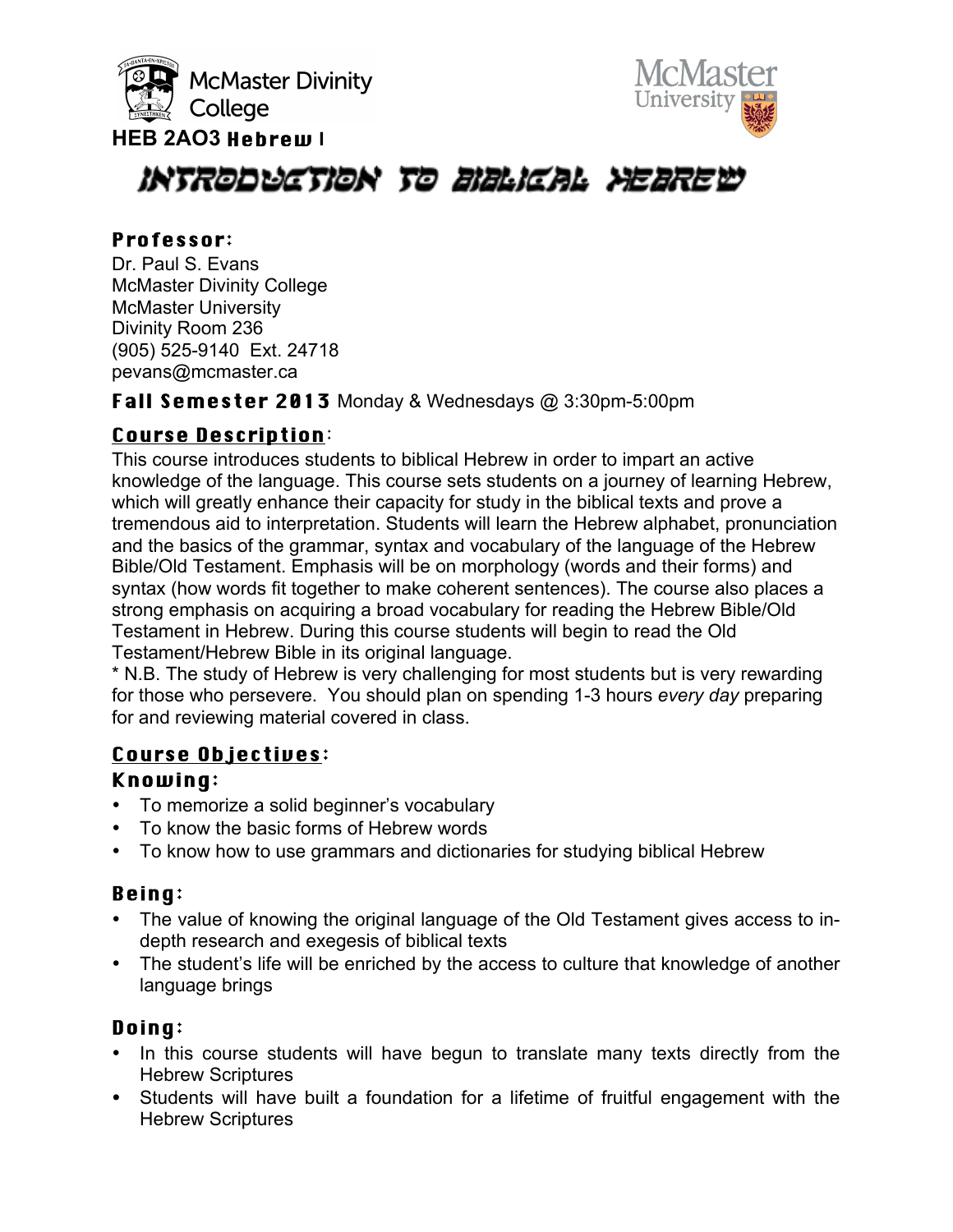McMaster Divinity College

McMaster University

HEB 2AO3 Hebrew I

# Introduction to Biblical Hebrew

## Professor:

Dr. Paul S. Evans
McMaster Divinity College
McMaster University
Divinity Room 236
(905) 525-9140 Ext. 24718
pevans@mcmaster.ca

**Fall Semester 2013** Monday & Wednesdays @ 3:30pm-5:00pm

## Course Description:

This course introduces students to biblical Hebrew in order to impart an active knowledge of the language. This course sets students on a journey of learning Hebrew, which will greatly enhance their capacity for study in the biblical texts and prove a tremendous aid to interpretation. Students will learn the Hebrew alphabet, pronunciation and the basics of the grammar, syntax and vocabulary of the language of the Hebrew Bible/Old Testament. Emphasis will be on morphology (words and their forms) and syntax (how words fit together to make coherent sentences). The course also places a strong emphasis on acquiring a broad vocabulary for reading the Hebrew Bible/Old Testament in Hebrew. During this course students will begin to read the Old Testament/Hebrew Bible in its original language.

* N.B. The study of Hebrew is very challenging for most students but is very rewarding for those who persevere. You should plan on spending 1-3 hours *every day* preparing for and reviewing material covered in class.

## Course Objectives:

### Knowing:

- To memorize a solid beginner's vocabulary
- To know the basic forms of Hebrew words
- To know how to use grammars and dictionaries for studying biblical Hebrew

### Being:

- The value of knowing the original language of the Old Testament gives access to in-depth research and exegesis of biblical texts
- The student's life will be enriched by the access to culture that knowledge of another language brings

### Doing:

- In this course students will have begun to translate many texts directly from the Hebrew Scriptures
- Students will have built a foundation for a lifetime of fruitful engagement with the Hebrew Scriptures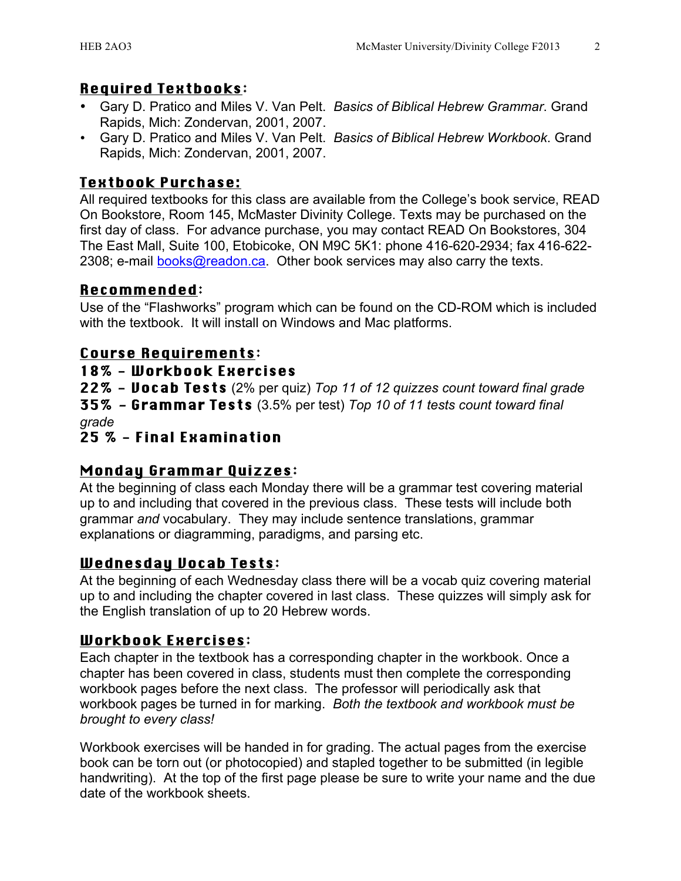## Required Textbooks:

- Gary D. Pratico and Miles V. Van Pelt. *Basics of Biblical Hebrew Grammar*. Grand Rapids, Mich: Zondervan, 2001, 2007.
- Gary D. Pratico and Miles V. Van Pelt. *Basics of Biblical Hebrew Workbook*. Grand Rapids, Mich: Zondervan, 2001, 2007.

## Textbook Purchase:

All required textbooks for this class are available from the College's book service, READ On Bookstore, Room 145, McMaster Divinity College. Texts may be purchased on the first day of class. For advance purchase, you may contact READ On Bookstores, 304 The East Mall, Suite 100, Etobicoke, ON M9C 5K1: phone 416-620-2934; fax 416-622-2308; e-mail books@readon.ca. Other book services may also carry the texts.

## Recommended:

Use of the "Flashworks" program which can be found on the CD-ROM which is included with the textbook. It will install on Windows and Mac platforms.

## Course Requirements:

**18% – Workbook Exercises**
**22% – Vocab Tests** (2% per quiz) *Top 11 of 12 quizzes count toward final grade*
**35% – Grammar Tests** (3.5% per test) *Top 10 of 11 tests count toward final grade*
**25 % – Final Examination**

## Monday Grammar Quizzes:

At the beginning of class each Monday there will be a grammar test covering material up to and including that covered in the previous class. These tests will include both grammar *and* vocabulary. They may include sentence translations, grammar explanations or diagramming, paradigms, and parsing etc.

## Wednesday Vocab Tests:

At the beginning of each Wednesday class there will be a vocab quiz covering material up to and including the chapter covered in last class. These quizzes will simply ask for the English translation of up to 20 Hebrew words.

## Workbook Exercises:

Each chapter in the textbook has a corresponding chapter in the workbook. Once a chapter has been covered in class, students must then complete the corresponding workbook pages before the next class. The professor will periodically ask that workbook pages be turned in for marking. *Both the textbook and workbook must be brought to every class!*

Workbook exercises will be handed in for grading. The actual pages from the exercise book can be torn out (or photocopied) and stapled together to be submitted (in legible handwriting). At the top of the first page please be sure to write your name and the due date of the workbook sheets.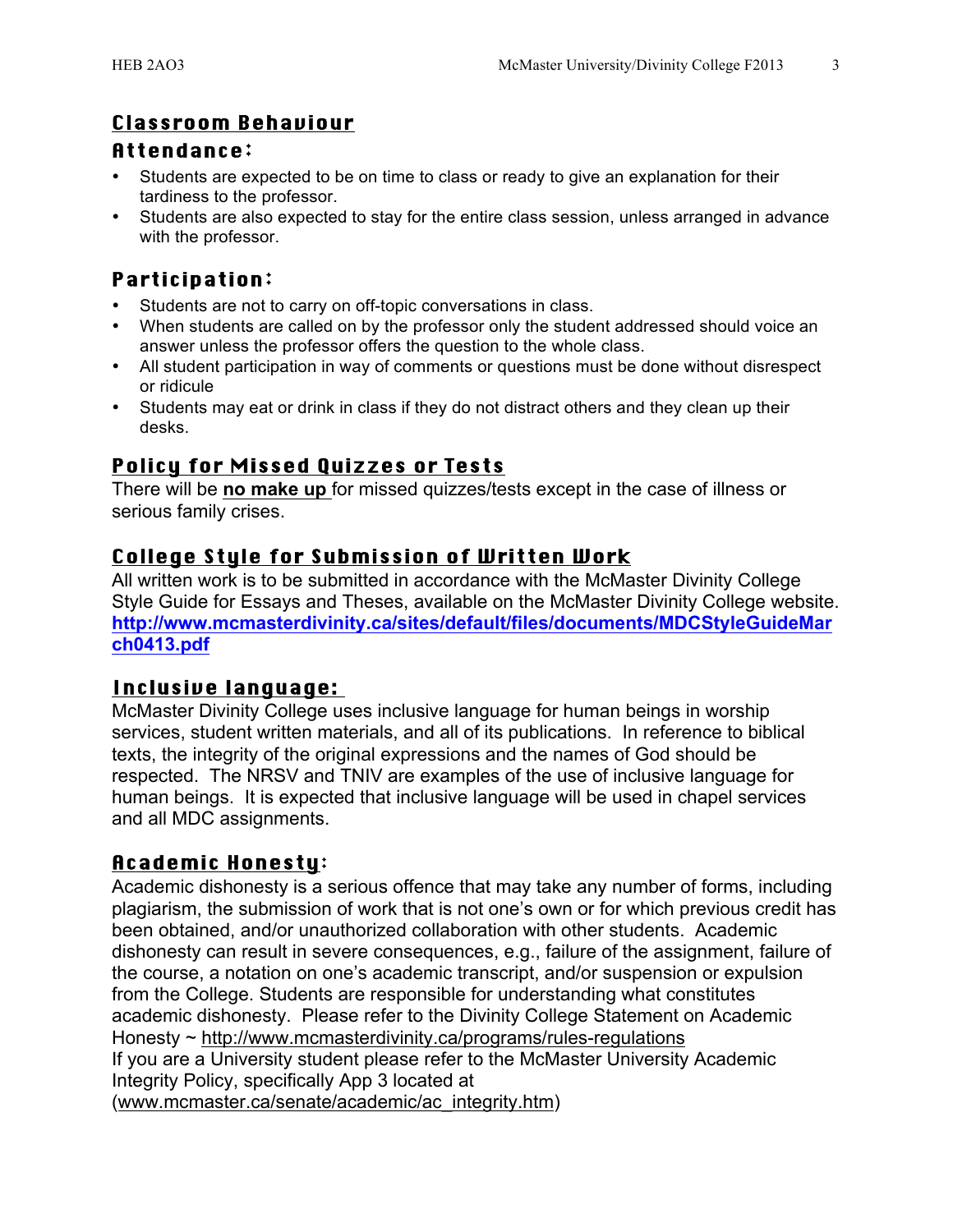## Classroom Behaviour

### Attendance:

- Students are expected to be on time to class or ready to give an explanation for their tardiness to the professor.
- Students are also expected to stay for the entire class session, unless arranged in advance with the professor.

### Participation:

- Students are not to carry on off-topic conversations in class.
- When students are called on by the professor only the student addressed should voice an answer unless the professor offers the question to the whole class.
- All student participation in way of comments or questions must be done without disrespect or ridicule
- Students may eat or drink in class if they do not distract others and they clean up their desks.

## Policy for Missed Quizzes or Tests

There will be **no make up** for missed quizzes/tests except in the case of illness or serious family crises.

## College Style for Submission of Written Work

All written work is to be submitted in accordance with the McMaster Divinity College Style Guide for Essays and Theses, available on the McMaster Divinity College website. **http://www.mcmasterdivinity.ca/sites/default/files/documents/MDCStyleGuideMarch0413.pdf**

## Inclusive language:

McMaster Divinity College uses inclusive language for human beings in worship services, student written materials, and all of its publications. In reference to biblical texts, the integrity of the original expressions and the names of God should be respected. The NRSV and TNIV are examples of the use of inclusive language for human beings. It is expected that inclusive language will be used in chapel services and all MDC assignments.

## Academic Honesty:

Academic dishonesty is a serious offence that may take any number of forms, including plagiarism, the submission of work that is not one's own or for which previous credit has been obtained, and/or unauthorized collaboration with other students. Academic dishonesty can result in severe consequences, e.g., failure of the assignment, failure of the course, a notation on one's academic transcript, and/or suspension or expulsion from the College. Students are responsible for understanding what constitutes academic dishonesty. Please refer to the Divinity College Statement on Academic Honesty ~ http://www.mcmasterdivinity.ca/programs/rules-regulations
If you are a University student please refer to the McMaster University Academic Integrity Policy, specifically App 3 located at (www.mcmaster.ca/senate/academic/ac_integrity.htm)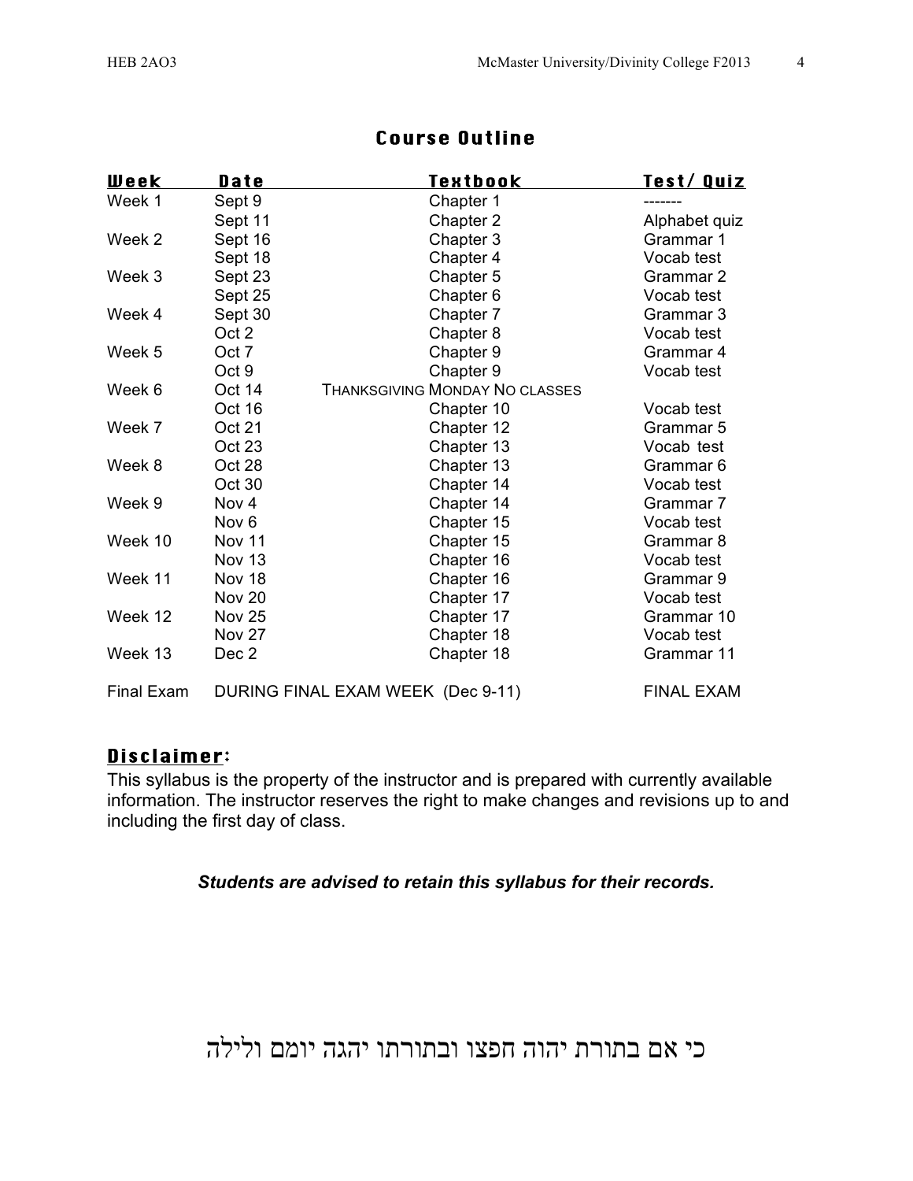## Course Outline

| Week | Date | Textbook | Test/ Quiz |
|---|---|---|---|
| Week 1 | Sept 9 | Chapter 1 | ------- |
| | Sept 11 | Chapter 2 | Alphabet quiz |
| Week 2 | Sept 16 | Chapter 3 | Grammar 1 |
| | Sept 18 | Chapter 4 | Vocab test |
| Week 3 | Sept 23 | Chapter 5 | Grammar 2 |
| | Sept 25 | Chapter 6 | Vocab test |
| Week 4 | Sept 30 | Chapter 7 | Grammar 3 |
| | Oct 2 | Chapter 8 | Vocab test |
| Week 5 | Oct 7 | Chapter 9 | Grammar 4 |
| | Oct 9 | Chapter 9 | Vocab test |
| Week 6 | Oct 14 | THANKSGIVING MONDAY NO CLASSES | |
| | Oct 16 | Chapter 10 | Vocab test |
| Week 7 | Oct 21 | Chapter 12 | Grammar 5 |
| | Oct 23 | Chapter 13 | Vocab test |
| Week 8 | Oct 28 | Chapter 13 | Grammar 6 |
| | Oct 30 | Chapter 14 | Vocab test |
| Week 9 | Nov 4 | Chapter 14 | Grammar 7 |
| | Nov 6 | Chapter 15 | Vocab test |
| Week 10 | Nov 11 | Chapter 15 | Grammar 8 |
| | Nov 13 | Chapter 16 | Vocab test |
| Week 11 | Nov 18 | Chapter 16 | Grammar 9 |
| | Nov 20 | Chapter 17 | Vocab test |
| Week 12 | Nov 25 | Chapter 17 | Grammar 10 |
| | Nov 27 | Chapter 18 | Vocab test |
| Week 13 | Dec 2 | Chapter 18 | Grammar 11 |
| Final Exam | DURING FINAL EXAM WEEK (Dec 9-11) | | FINAL EXAM |

### Disclaimer:

This syllabus is the property of the instructor and is prepared with currently available information. The instructor reserves the right to make changes and revisions up to and including the first day of class.

***Students are advised to retain this syllabus for their records.***

כי אם בתורת יהוה חפצו ובתורתו יהגה יומם ולילה